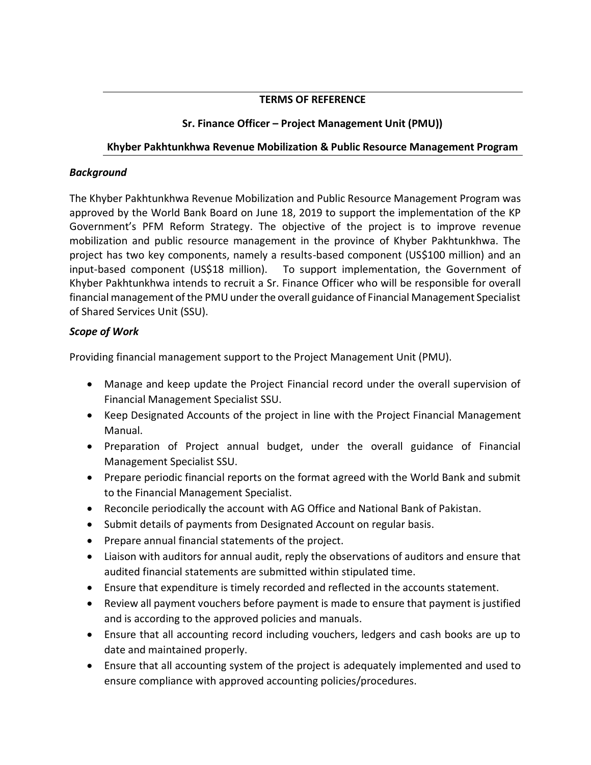**TERMS OF REFERENCE**

**Sr. Finance Officer – Project Management Unit (PMU))**

**Khyber Pakhtunkhwa Revenue Mobilization & Public Resource Management Program**

***Background***

The Khyber Pakhtunkhwa Revenue Mobilization and Public Resource Management Program was approved by the World Bank Board on June 18, 2019 to support the implementation of the KP Government's PFM Reform Strategy. The objective of the project is to improve revenue mobilization and public resource management in the province of Khyber Pakhtunkhwa. The project has two key components, namely a results-based component (US$100 million) and an input-based component (US$18 million). To support implementation, the Government of Khyber Pakhtunkhwa intends to recruit a Sr. Finance Officer who will be responsible for overall financial management of the PMU under the overall guidance of Financial Management Specialist of Shared Services Unit (SSU).

***Scope of Work***

Providing financial management support to the Project Management Unit (PMU).

- Manage and keep update the Project Financial record under the overall supervision of Financial Management Specialist SSU.
- Keep Designated Accounts of the project in line with the Project Financial Management Manual.
- Preparation of Project annual budget, under the overall guidance of Financial Management Specialist SSU.
- Prepare periodic financial reports on the format agreed with the World Bank and submit to the Financial Management Specialist.
- Reconcile periodically the account with AG Office and National Bank of Pakistan.
- Submit details of payments from Designated Account on regular basis.
- Prepare annual financial statements of the project.
- Liaison with auditors for annual audit, reply the observations of auditors and ensure that audited financial statements are submitted within stipulated time.
- Ensure that expenditure is timely recorded and reflected in the accounts statement.
- Review all payment vouchers before payment is made to ensure that payment is justified and is according to the approved policies and manuals.
- Ensure that all accounting record including vouchers, ledgers and cash books are up to date and maintained properly.
- Ensure that all accounting system of the project is adequately implemented and used to ensure compliance with approved accounting policies/procedures.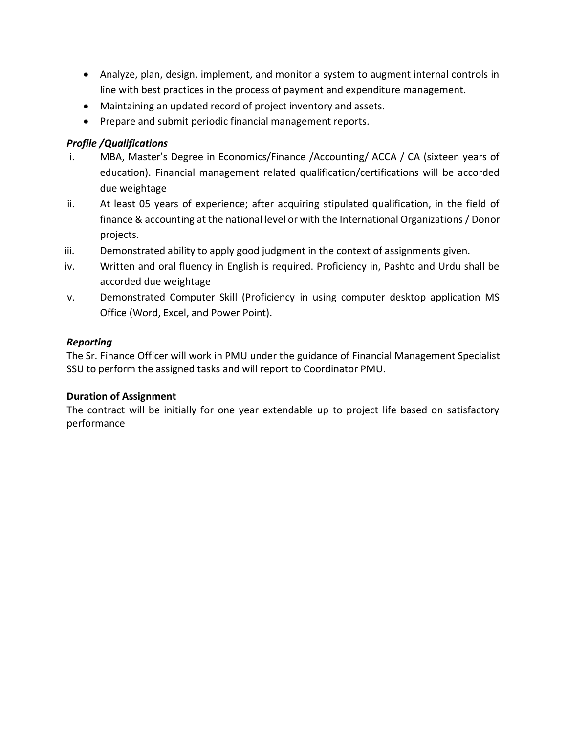- Analyze, plan, design, implement, and monitor a system to augment internal controls in line with best practices in the process of payment and expenditure management.
- Maintaining an updated record of project inventory and assets.
- Prepare and submit periodic financial management reports.

***Profile /Qualifications***

i. MBA, Master's Degree in Economics/Finance /Accounting/ ACCA / CA (sixteen years of education). Financial management related qualification/certifications will be accorded due weightage
ii. At least 05 years of experience; after acquiring stipulated qualification, in the field of finance & accounting at the national level or with the International Organizations / Donor projects.
iii. Demonstrated ability to apply good judgment in the context of assignments given.
iv. Written and oral fluency in English is required. Proficiency in, Pashto and Urdu shall be accorded due weightage
v. Demonstrated Computer Skill (Proficiency in using computer desktop application MS Office (Word, Excel, and Power Point).

***Reporting***

The Sr. Finance Officer will work in PMU under the guidance of Financial Management Specialist SSU to perform the assigned tasks and will report to Coordinator PMU.

**Duration of Assignment**

The contract will be initially for one year extendable up to project life based on satisfactory performance